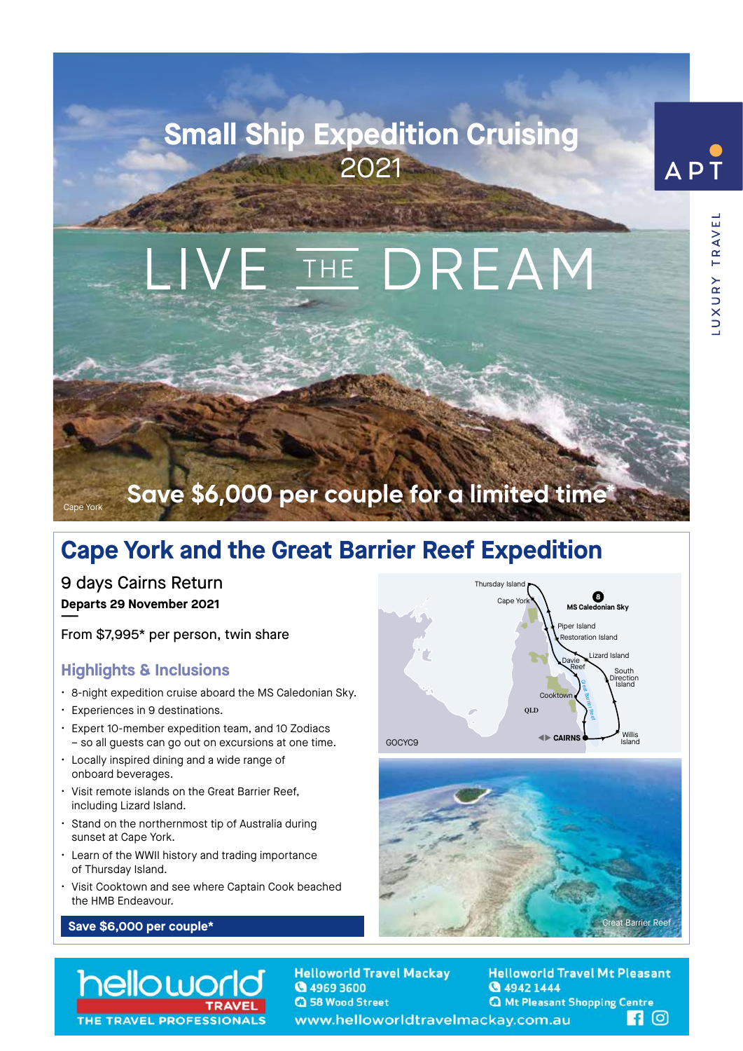# Small Ship Expedition Cruising 2021

APT

LUXURY TRAVEL

# LIVE THE DREAM

Save $6,000 per couple for a limited time*

Cape York

## Cape York and the Great Barrier Reef Expedition

9 days Cairns Return

**Departs 29 November 2021**

From $7,995* per person, twin share

### Highlights & Inclusions

- 8-night expedition cruise aboard the MS Caledonian Sky.
- Experiences in 9 destinations.
- Expert 10-member expedition team, and 10 Zodiacs – so all guests can go out on excursions at one time.
- Locally inspired dining and a wide range of onboard beverages.
- Visit remote islands on the Great Barrier Reef, including Lizard Island.
- Stand on the northernmost tip of Australia during sunset at Cape York.
- Learn of the WWII history and trading importance of Thursday Island.
- Visit Cooktown and see where Captain Cook beached the HMB Endeavour.

**Save $6,000 per couple***

Thursday Island, Cape York, MS Caledonian Sky, Piper Island, Restoration Island, Lizard Island, Davie Reef, South Direction Island, Cooktown, Great Barrier Reef, QLD, CAIRNS, Willis Island

GOCYC9

Great Barrier Reef

helloworld TRAVEL — THE TRAVEL PROFESSIONALS

**Helloworld Travel Mackay**
4969 3600
58 Wood Street

**Helloworld Travel Mt Pleasant**
4942 1444
Mt Pleasant Shopping Centre

www.helloworldtravelmackay.com.au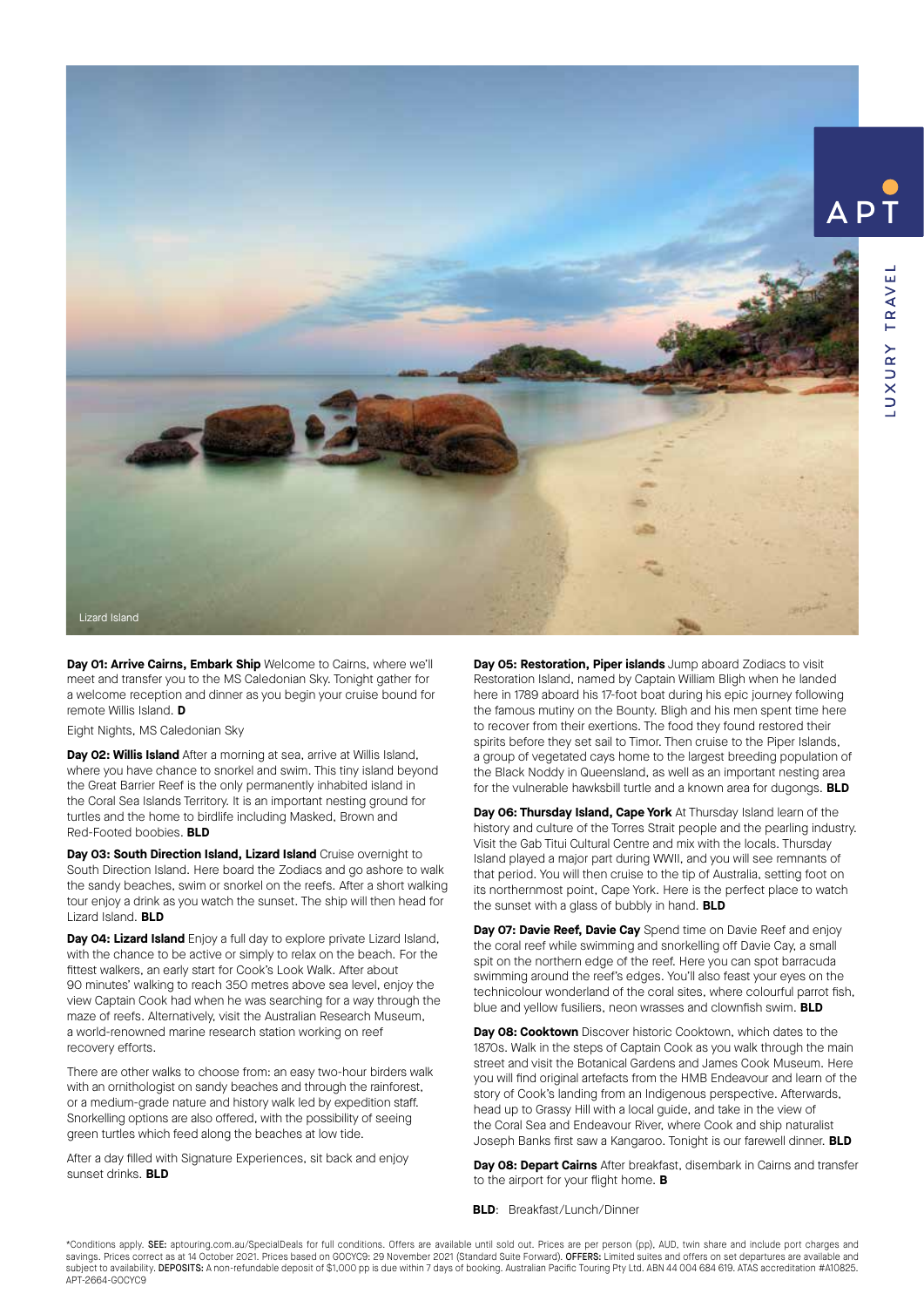Lizard Island

**Day 01: Arrive Cairns, Embark Ship** Welcome to Cairns, where we'll meet and transfer you to the MS Caledonian Sky. Tonight gather for a welcome reception and dinner as you begin your cruise bound for remote Willis Island. **D**

Eight Nights, MS Caledonian Sky

**Day 02: Willis Island** After a morning at sea, arrive at Willis Island, where you have chance to snorkel and swim. This tiny island beyond the Great Barrier Reef is the only permanently inhabited island in the Coral Sea Islands Territory. It is an important nesting ground for turtles and the home to birdlife including Masked, Brown and Red-Footed boobies. **BLD**

**Day 03: South Direction Island, Lizard Island** Cruise overnight to South Direction Island. Here board the Zodiacs and go ashore to walk the sandy beaches, swim or snorkel on the reefs. After a short walking tour enjoy a drink as you watch the sunset. The ship will then head for Lizard Island. **BLD**

**Day 04: Lizard Island** Enjoy a full day to explore private Lizard Island, with the chance to be active or simply to relax on the beach. For the fittest walkers, an early start for Cook's Look Walk. After about 90 minutes' walking to reach 350 metres above sea level, enjoy the view Captain Cook had when he was searching for a way through the maze of reefs. Alternatively, visit the Australian Research Museum, a world-renowned marine research station working on reef recovery efforts.

There are other walks to choose from: an easy two-hour birders walk with an ornithologist on sandy beaches and through the rainforest, or a medium-grade nature and history walk led by expedition staff. Snorkelling options are also offered, with the possibility of seeing green turtles which feed along the beaches at low tide.

After a day filled with Signature Experiences, sit back and enjoy sunset drinks. **BLD**

**Day 05: Restoration, Piper islands** Jump aboard Zodiacs to visit Restoration Island, named by Captain William Bligh when he landed here in 1789 aboard his 17-foot boat during his epic journey following the famous mutiny on the Bounty. Bligh and his men spent time here to recover from their exertions. The food they found restored their spirits before they set sail to Timor. Then cruise to the Piper Islands, a group of vegetated cays home to the largest breeding population of the Black Noddy in Queensland, as well as an important nesting area for the vulnerable hawksbill turtle and a known area for dugongs. **BLD**

**Day 06: Thursday Island, Cape York** At Thursday Island learn of the history and culture of the Torres Strait people and the pearling industry. Visit the Gab Titui Cultural Centre and mix with the locals. Thursday Island played a major part during WWII, and you will see remnants of that period. You will then cruise to the tip of Australia, setting foot on its northernmost point, Cape York. Here is the perfect place to watch the sunset with a glass of bubbly in hand. **BLD**

**Day 07: Davie Reef, Davie Cay** Spend time on Davie Reef and enjoy the coral reef while swimming and snorkelling off Davie Cay, a small spit on the northern edge of the reef. Here you can spot barracuda swimming around the reef's edges. You'll also feast your eyes on the technicolour wonderland of the coral sites, where colourful parrot fish, blue and yellow fusiliers, neon wrasses and clownfish swim. **BLD**

**Day 08: Cooktown** Discover historic Cooktown, which dates to the 1870s. Walk in the steps of Captain Cook as you walk through the main street and visit the Botanical Gardens and James Cook Museum. Here you will find original artefacts from the HMB Endeavour and learn of the story of Cook's landing from an Indigenous perspective. Afterwards, head up to Grassy Hill with a local guide, and take in the view of the Coral Sea and Endeavour River, where Cook and ship naturalist Joseph Banks first saw a Kangaroo. Tonight is our farewell dinner. **BLD**

**Day 08: Depart Cairns** After breakfast, disembark in Cairns and transfer to the airport for your flight home. **B**

**BLD**: Breakfast/Lunch/Dinner

*Conditions apply. **SEE:** aptouring.com.au/SpecialDeals for full conditions. Offers are available until sold out. Prices are per person (pp), AUD, twin share and include port charges and savings. Prices correct as at 14 October 2021. Prices based on GOCYC9: 29 November 2021 (Standard Suite Forward). **OFFERS:** Limited suites and offers on set departures are available and subject to availability. **DEPOSITS:** A non-refundable deposit of $1,000 pp is due within 7 days of booking. Australian Pacific Touring Pty Ltd. ABN 44 004 684 619. ATAS accreditation #A10825. APT-2664-GOCYC9